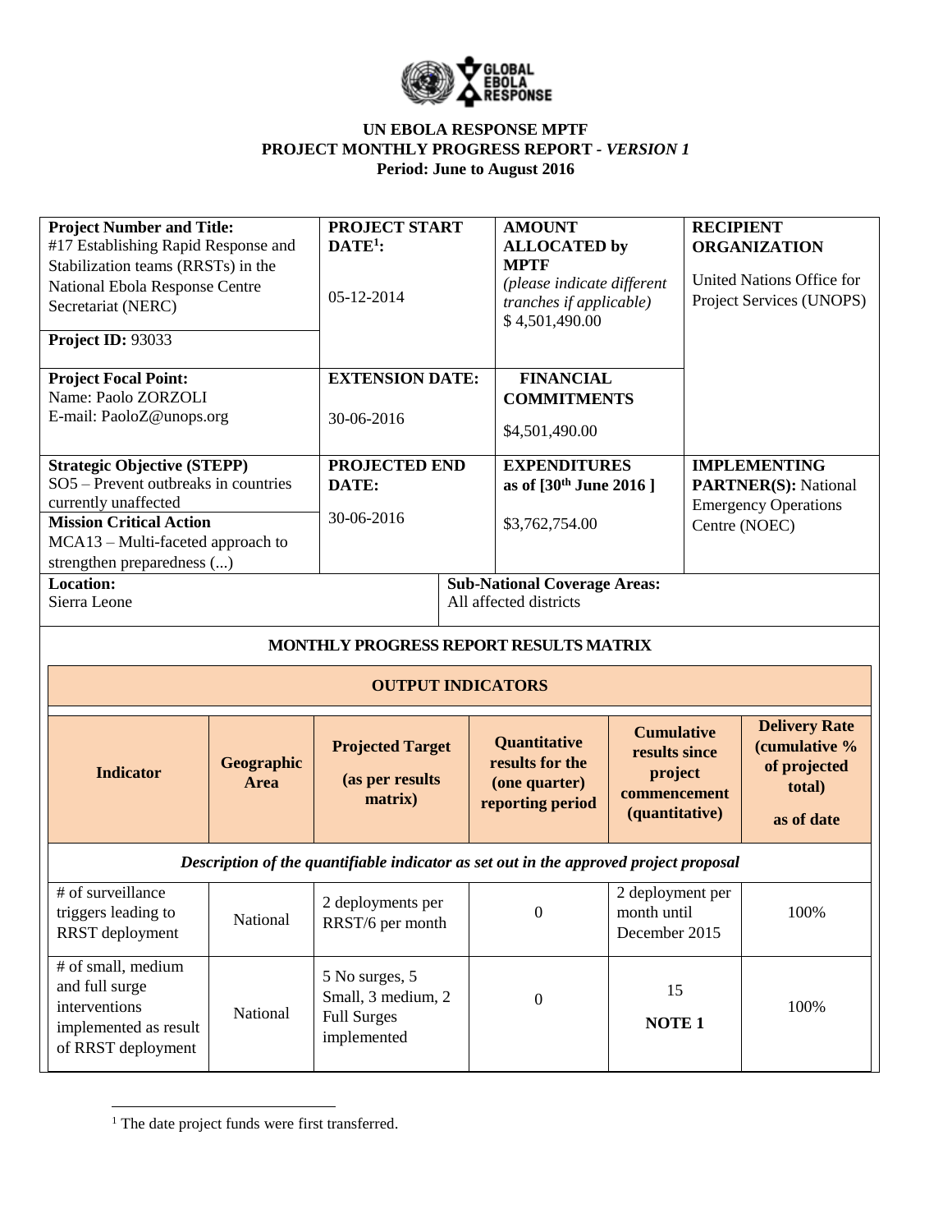**UN EBOLA RESPONSE MPTF**
**PROJECT MONTHLY PROGRESS REPORT -** ***VERSION 1***
**Period: June to August 2016**

| **Project Number and Title:** #17 Establishing Rapid Response and Stabilization teams (RRSTs) in the National Ebola Response Centre Secretariat (NERC) **Project ID:** 93033 | **PROJECT START DATE[1]:** 05-12-2014 | **AMOUNT ALLOCATED by MPTF** *(please indicate different tranches if applicable)* $ 4,501,490.00 | **RECIPIENT ORGANIZATION** United Nations Office for Project Services (UNOPS) |
|---|---|---|---|
| **Project Focal Point:** Name: Paolo ZORZOLI E-mail: PaoloZ@unops.org | **EXTENSION DATE:** 30-06-2016 | **FINANCIAL COMMITMENTS** $4,501,490.00 | |
| **Strategic Objective (STEPP)** SO5 – Prevent outbreaks in countries currently unaffected **Mission Critical Action** MCA13 – Multi-faceted approach to strengthen preparedness (...) | **PROJECTED END DATE:** 30-06-2016 | **EXPENDITURES as of [30th June 2016 ]** $3,762,754.00 | **IMPLEMENTING PARTNER(S):** National Emergency Operations Centre (NOEC) |
| **Location:** Sierra Leone | **Sub-National Coverage Areas:** All affected districts | | |

**MONTHLY PROGRESS REPORT RESULTS MATRIX**

| **OUTPUT INDICATORS** | | | | | |
|---|---|---|---|---|---|
| **Indicator** | **Geographic Area** | **Projected Target (as per results matrix)** | **Quantitative results for the (one quarter) reporting period** | **Cumulative results since project commencement (quantitative)** | **Delivery Rate (cumulative % of projected total) as of date** |
| ***Description of the quantifiable indicator as set out in the approved project proposal*** | | | | | |
| # of surveillance triggers leading to RRST deployment | National | 2 deployments per RRST/6 per month | 0 | 2 deployment per month until December 2015 | 100% |
| # of small, medium and full surge interventions implemented as result of RRST deployment | National | 5 No surges, 5 Small, 3 medium, 2 Full Surges implemented | 0 | 15 **NOTE 1** | 100% |

[1] The date project funds were first transferred.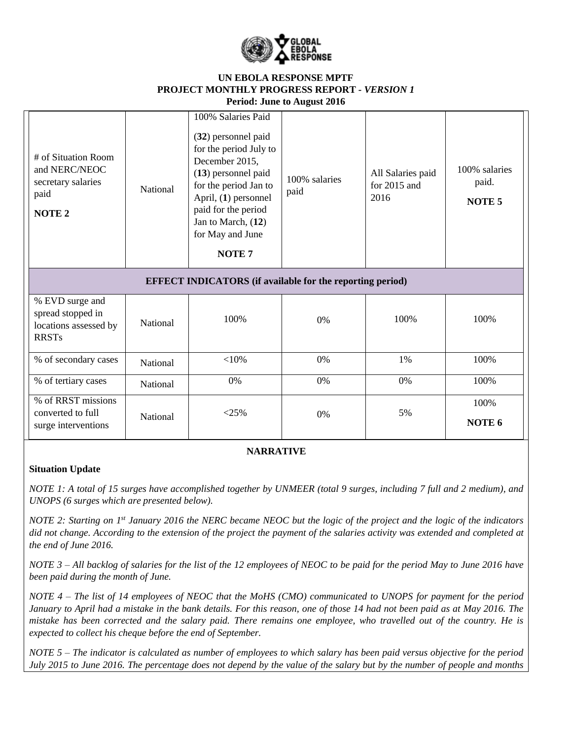**UN EBOLA RESPONSE MPTF**
**PROJECT MONTHLY PROGRESS REPORT - *VERSION 1***
**Period: June to August 2016**

| | | | | | |
|---|---|---|---|---|---|
| # of Situation Room and NERC/NEOC secretary salaries paid **NOTE 2** | National | 100% Salaries Paid (**32**) personnel paid for the period July to December 2015, (**13**) personnel paid for the period Jan to April, (**1**) personnel paid for the period Jan to March, (**12**) for May and June **NOTE 7** | 100% salaries paid | All Salaries paid for 2015 and 2016 | 100% salaries paid. **NOTE 5** |
| **EFFECT INDICATORS (if available for the reporting period)** | | | | | |
| % EVD surge and spread stopped in locations assessed by RRSTs | National | 100% | 0% | 100% | 100% |
| % of secondary cases | National | <10% | 0% | 1% | 100% |
| % of tertiary cases | National | 0% | 0% | 0% | 100% |
| % of RRST missions converted to full surge interventions | National | <25% | 0% | 5% | 100% **NOTE 6** |

**NARRATIVE**

**Situation Update**

*NOTE 1: A total of 15 surges have accomplished together by UNMEER (total 9 surges, including 7 full and 2 medium), and UNOPS (6 surges which are presented below).*

*NOTE 2: Starting on 1st January 2016 the NERC became NEOC but the logic of the project and the logic of the indicators did not change. According to the extension of the project the payment of the salaries activity was extended and completed at the end of June 2016.*

*NOTE 3 – All backlog of salaries for the list of the 12 employees of NEOC to be paid for the period May to June 2016 have been paid during the month of June.*

*NOTE 4 – The list of 14 employees of NEOC that the MoHS (CMO) communicated to UNOPS for payment for the period January to April had a mistake in the bank details. For this reason, one of those 14 had not been paid as at May 2016. The mistake has been corrected and the salary paid. There remains one employee, who travelled out of the country. He is expected to collect his cheque before the end of September.*

*NOTE 5 – The indicator is calculated as number of employees to which salary has been paid versus objective for the period July 2015 to June 2016. The percentage does not depend by the value of the salary but by the number of people and months*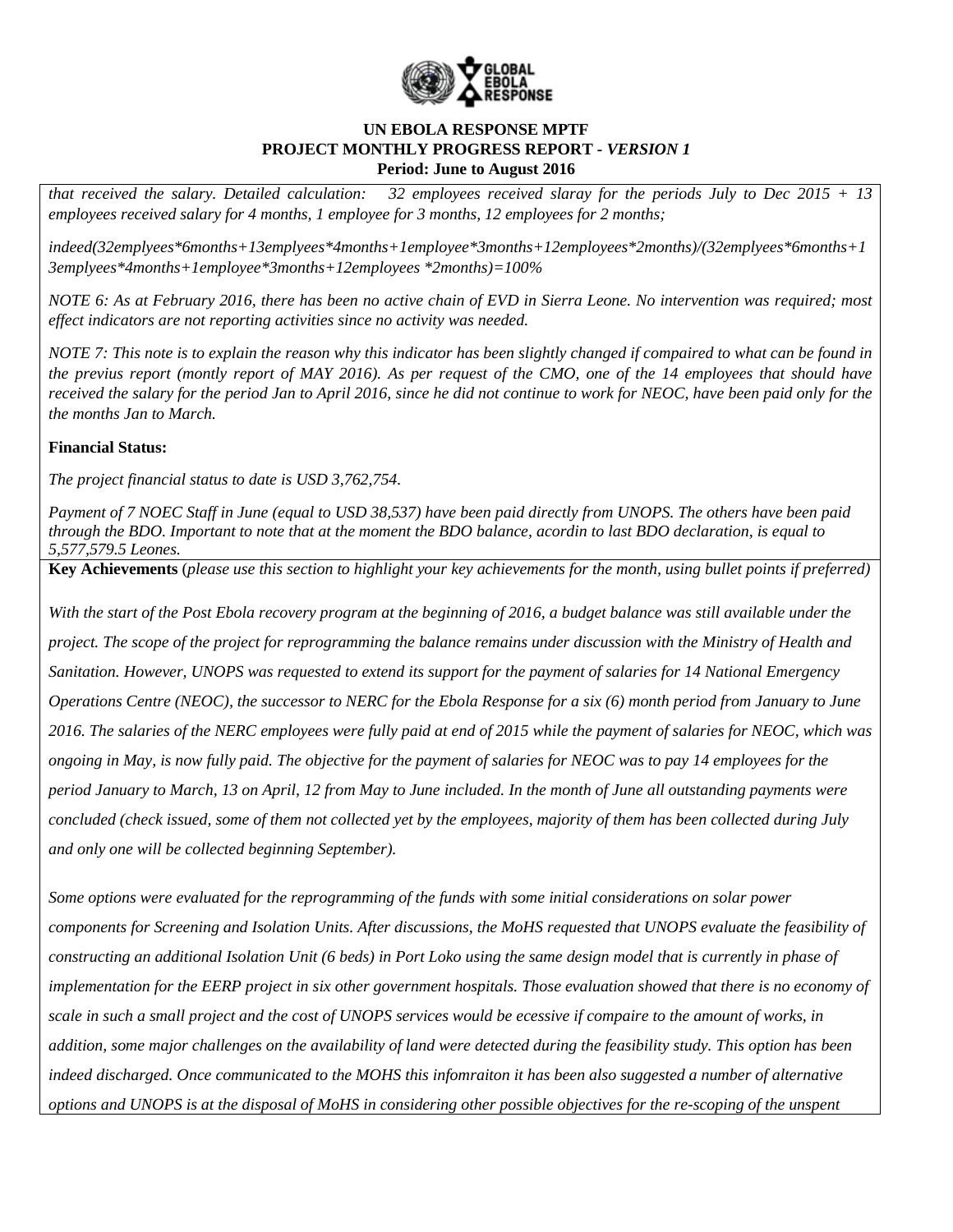*that received the salary. Detailed calculation: 32 employees received slaray for the periods July to Dec 2015 + 13 employees received salary for 4 months, 1 employee for 3 months, 12 employees for 2 months;*

*indeed(32emplyees*6months+13emplyees*4months+1employee*3months+12employees*2months)/(32emplyees*6months+13emplyees*4months+1employee*3months+12employees *2months)=100%*

*NOTE 6: As at February 2016, there has been no active chain of EVD in Sierra Leone. No intervention was required; most effect indicators are not reporting activities since no activity was needed.*

*NOTE 7: This note is to explain the reason why this indicator has been slightly changed if compaired to what can be found in the previus report (montly report of MAY 2016). As per request of the CMO, one of the 14 employees that should have received the salary for the period Jan to April 2016, since he did not continue to work for NEOC, have been paid only for the the months Jan to March.*

**Financial Status:**

*The project financial status to date is USD 3,762,754.*

*Payment of 7 NOEC Staff in June (equal to USD 38,537) have been paid directly from UNOPS. The others have been paid through the BDO. Important to note that at the moment the BDO balance, acordin to last BDO declaration, is equal to 5,577,579.5 Leones.*

**Key Achievements** (*please use this section to highlight your key achievements for the month, using bullet points if preferred)*

*With the start of the Post Ebola recovery program at the beginning of 2016, a budget balance was still available under the project. The scope of the project for reprogramming the balance remains under discussion with the Ministry of Health and Sanitation. However, UNOPS was requested to extend its support for the payment of salaries for 14 National Emergency Operations Centre (NEOC), the successor to NERC for the Ebola Response for a six (6) month period from January to June 2016. The salaries of the NERC employees were fully paid at end of 2015 while the payment of salaries for NEOC, which was ongoing in May, is now fully paid. The objective for the payment of salaries for NEOC was to pay 14 employees for the period January to March, 13 on April, 12 from May to June included. In the month of June all outstanding payments were concluded (check issued, some of them not collected yet by the employees, majority of them has been collected during July and only one will be collected beginning September).*

*Some options were evaluated for the reprogramming of the funds with some initial considerations on solar power components for Screening and Isolation Units. After discussions, the MoHS requested that UNOPS evaluate the feasibility of constructing an additional Isolation Unit (6 beds) in Port Loko using the same design model that is currently in phase of implementation for the EERP project in six other government hospitals. Those evaluation showed that there is no economy of scale in such a small project and the cost of UNOPS services would be ecessive if compaire to the amount of works, in addition, some major challenges on the availability of land were detected during the feasibility study. This option has been indeed discharged. Once communicated to the MOHS this infomraiton it has been also suggested a number of alternative options and UNOPS is at the disposal of MoHS in considering other possible objectives for the re-scoping of the unspent*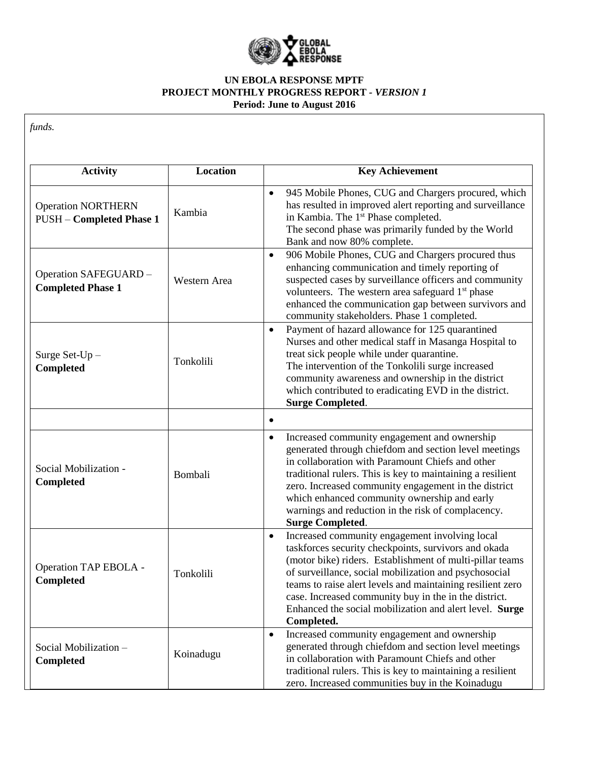# UN EBOLA RESPONSE MPTF
## PROJECT MONTHLY PROGRESS REPORT - *VERSION 1*
### Period: June to August 2016

*funds.*

| Activity | Location | Key Achievement |
|---|---|---|
| Operation NORTHERN PUSH – **Completed Phase 1** | Kambia | • 945 Mobile Phones, CUG and Chargers procured, which has resulted in improved alert reporting and surveillance in Kambia. The 1st Phase completed. The second phase was primarily funded by the World Bank and now 80% complete. |
| Operation SAFEGUARD – **Completed Phase 1** | Western Area | • 906 Mobile Phones, CUG and Chargers procured thus enhancing communication and timely reporting of suspected cases by surveillance officers and community volunteers. The western area safeguard 1st phase enhanced the communication gap between survivors and community stakeholders. Phase 1 completed. |
| Surge Set-Up – **Completed** | Tonkolili | • Payment of hazard allowance for 125 quarantined Nurses and other medical staff in Masanga Hospital to treat sick people while under quarantine. The intervention of the Tonkolili surge increased community awareness and ownership in the district which contributed to eradicating EVD in the district. **Surge Completed**. |
| | | • |
| Social Mobilization - **Completed** | Bombali | • Increased community engagement and ownership generated through chiefdom and section level meetings in collaboration with Paramount Chiefs and other traditional rulers. This is key to maintaining a resilient zero. Increased community engagement in the district which enhanced community ownership and early warnings and reduction in the risk of complacency. **Surge Completed**. |
| Operation TAP EBOLA - **Completed** | Tonkolili | • Increased community engagement involving local taskforces security checkpoints, survivors and okada (motor bike) riders. Establishment of multi-pillar teams of surveillance, social mobilization and psychosocial teams to raise alert levels and maintaining resilient zero case. Increased community buy in the in the district. Enhanced the social mobilization and alert level. **Surge Completed.** |
| Social Mobilization – **Completed** | Koinadugu | • Increased community engagement and ownership generated through chiefdom and section level meetings in collaboration with Paramount Chiefs and other traditional rulers. This is key to maintaining a resilient zero. Increased communities buy in the Koinadugu |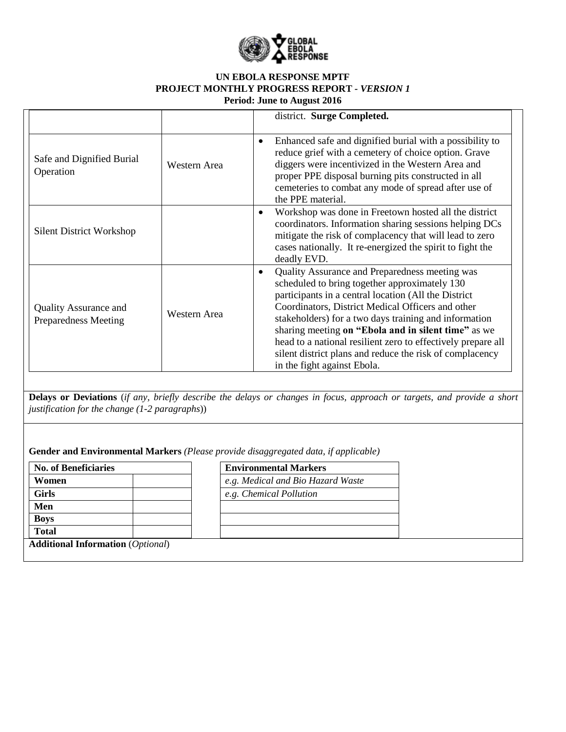**UN EBOLA RESPONSE MPTF**
**PROJECT MONTHLY PROGRESS REPORT - *VERSION 1***
**Period: June to August 2016**

| | | |
|---|---|---|
| | | district. **Surge Completed.** |
| Safe and Dignified Burial Operation | Western Area | • Enhanced safe and dignified burial with a possibility to reduce grief with a cemetery of choice option. Grave diggers were incentivized in the Western Area and proper PPE disposal burning pits constructed in all cemeteries to combat any mode of spread after use of the PPE material. |
| Silent District Workshop | | • Workshop was done in Freetown hosted all the district coordinators. Information sharing sessions helping DCs mitigate the risk of complacency that will lead to zero cases nationally. It re-energized the spirit to fight the deadly EVD. |
| Quality Assurance and Preparedness Meeting | Western Area | • Quality Assurance and Preparedness meeting was scheduled to bring together approximately 130 participants in a central location (All the District Coordinators, District Medical Officers and other stakeholders) for a two days training and information sharing meeting **on "Ebola and in silent time"** as we head to a national resilient zero to effectively prepare all silent district plans and reduce the risk of complacency in the fight against Ebola. |

**Delays or Deviations** (*if any, briefly describe the delays or changes in focus, approach or targets, and provide a short justification for the change (1-2 paragraphs)*)

**Gender and Environmental Markers** *(Please provide disaggregated data, if applicable)*

| No. of Beneficiaries | |
|---|---|
| **Women** | |
| **Girls** | |
| **Men** | |
| **Boys** | |
| **Total** | |

| Environmental Markers |
|---|
| *e.g. Medical and Bio Hazard Waste* |
| *e.g. Chemical Pollution* |
| |
| |
| |

**Additional Information** (*Optional*)